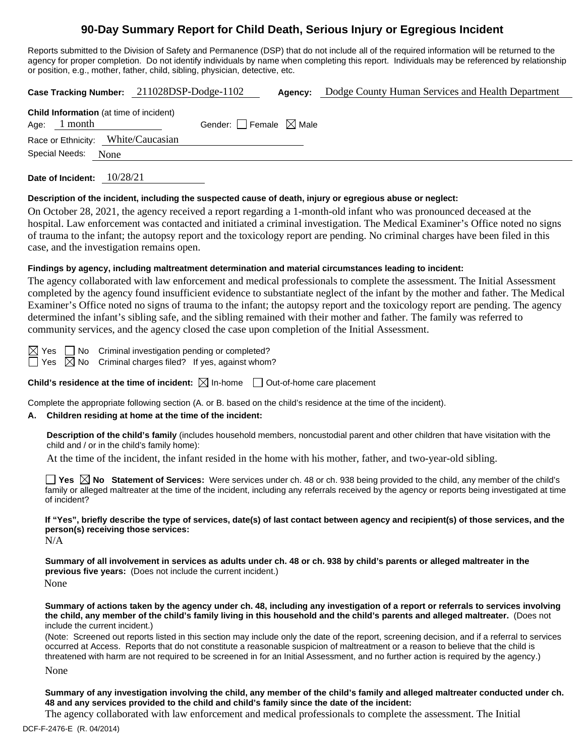# 90-Day Summary Report for Child Death, Serious Injury or Egregious Incident

Reports submitted to the Division of Safety and Permanence (DSP) that do not include all of the required information will be returned to the agency for proper completion. Do not identify individuals by name when completing this report. Individuals may be referenced by relationship or position, e.g., mother, father, child, sibling, physician, detective, etc.

**Case Tracking Number:** 211028DSP-Dodge-1102 **Agency:** Dodge County Human Services and Health Department

**Child Information** (at time of incident)

Age: 1 month Gender: ☐ Female ☒ Male

Race or Ethnicity: White/Caucasian

Special Needs: None

**Date of Incident:** 10/28/21

**Description of the incident, including the suspected cause of death, injury or egregious abuse or neglect:**

On October 28, 2021, the agency received a report regarding a 1-month-old infant who was pronounced deceased at the hospital. Law enforcement was contacted and initiated a criminal investigation. The Medical Examiner's Office noted no signs of trauma to the infant; the autopsy report and the toxicology report are pending. No criminal charges have been filed in this case, and the investigation remains open.

**Findings by agency, including maltreatment determination and material circumstances leading to incident:**

The agency collaborated with law enforcement and medical professionals to complete the assessment. The Initial Assessment completed by the agency found insufficient evidence to substantiate neglect of the infant by the mother and father. The Medical Examiner's Office noted no signs of trauma to the infant; the autopsy report and the toxicology report are pending. The agency determined the infant's sibling safe, and the sibling remained with their mother and father. The family was referred to community services, and the agency closed the case upon completion of the Initial Assessment.

☒ Yes ☐ No Criminal investigation pending or completed?
☐ Yes ☒ No Criminal charges filed? If yes, against whom?

**Child's residence at the time of incident:** ☒ In-home ☐ Out-of-home care placement

Complete the appropriate following section (A. or B. based on the child's residence at the time of the incident).

**A. Children residing at home at the time of the incident:**

**Description of the child's family** (includes household members, noncustodial parent and other children that have visitation with the child and / or in the child's family home):

At the time of the incident, the infant resided in the home with his mother, father, and two-year-old sibling.

☐ **Yes** ☒ **No Statement of Services:** Were services under ch. 48 or ch. 938 being provided to the child, any member of the child's family or alleged maltreater at the time of the incident, including any referrals received by the agency or reports being investigated at time of incident?

**If "Yes", briefly describe the type of services, date(s) of last contact between agency and recipient(s) of those services, and the person(s) receiving those services:**

N/A

**Summary of all involvement in services as adults under ch. 48 or ch. 938 by child's parents or alleged maltreater in the previous five years:** (Does not include the current incident.)

None

**Summary of actions taken by the agency under ch. 48, including any investigation of a report or referrals to services involving the child, any member of the child's family living in this household and the child's parents and alleged maltreater.** (Does not include the current incident.)

(Note: Screened out reports listed in this section may include only the date of the report, screening decision, and if a referral to services occurred at Access. Reports that do not constitute a reasonable suspicion of maltreatment or a reason to believe that the child is threatened with harm are not required to be screened in for an Initial Assessment, and no further action is required by the agency.)

None

**Summary of any investigation involving the child, any member of the child's family and alleged maltreater conducted under ch. 48 and any services provided to the child and child's family since the date of the incident:**

The agency collaborated with law enforcement and medical professionals to complete the assessment. The Initial

DCF-F-2476-E (R. 04/2014)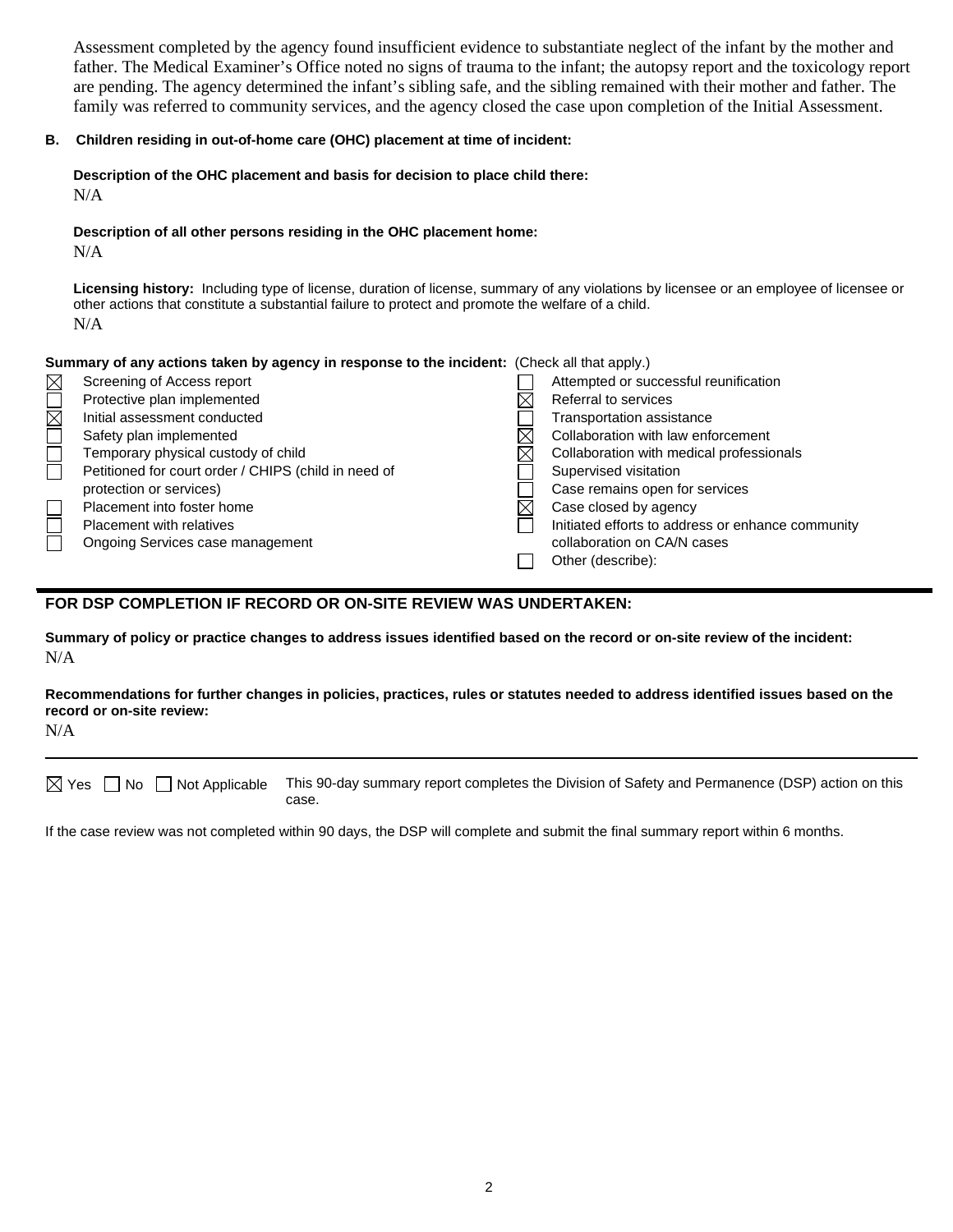Assessment completed by the agency found insufficient evidence to substantiate neglect of the infant by the mother and father. The Medical Examiner's Office noted no signs of trauma to the infant; the autopsy report and the toxicology report are pending. The agency determined the infant's sibling safe, and the sibling remained with their mother and father. The family was referred to community services, and the agency closed the case upon completion of the Initial Assessment.

**B. Children residing in out-of-home care (OHC) placement at time of incident:**

**Description of the OHC placement and basis for decision to place child there:**
N/A

**Description of all other persons residing in the OHC placement home:**
N/A

**Licensing history:** Including type of license, duration of license, summary of any violations by licensee or an employee of licensee or other actions that constitute a substantial failure to protect and promote the welfare of a child.
N/A

**Summary of any actions taken by agency in response to the incident:** (Check all that apply.)

- ☒ Screening of Access report
- ☐ Protective plan implemented
- ☒ Initial assessment conducted
- ☐ Safety plan implemented
- ☐ Temporary physical custody of child
- ☐ Petitioned for court order / CHIPS (child in need of protection or services)
- ☐ Placement into foster home
- ☐ Placement with relatives
- ☐ Ongoing Services case management
- ☐ Attempted or successful reunification
- ☒ Referral to services
- ☐ Transportation assistance
- ☒ Collaboration with law enforcement
- ☒ Collaboration with medical professionals
- ☐ Supervised visitation
- ☐ Case remains open for services
- ☒ Case closed by agency
- ☐ Initiated efforts to address or enhance community collaboration on CA/N cases
- ☐ Other (describe):

## FOR DSP COMPLETION IF RECORD OR ON-SITE REVIEW WAS UNDERTAKEN:

**Summary of policy or practice changes to address issues identified based on the record or on-site review of the incident:**
N/A

**Recommendations for further changes in policies, practices, rules or statutes needed to address identified issues based on the record or on-site review:**
N/A

☒ Yes ☐ No ☐ Not Applicable This 90-day summary report completes the Division of Safety and Permanence (DSP) action on this case.

If the case review was not completed within 90 days, the DSP will complete and submit the final summary report within 6 months.